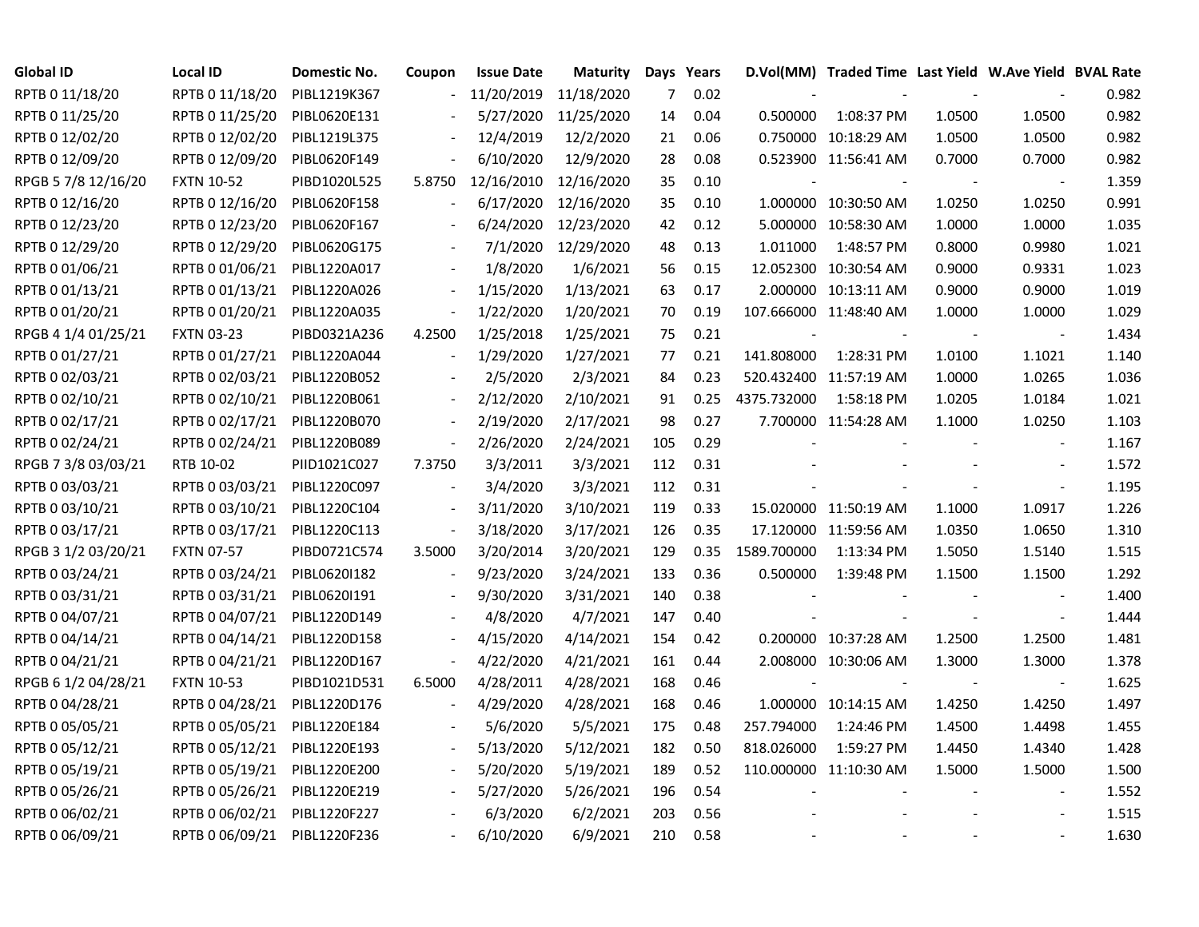| Global ID | Local ID | Domestic No. | Coupon | Issue Date | Maturity | Days | Years | D.Vol(MM) | Traded Time | Last Yield | W.Ave Yield | BVAL Rate |
|---|---|---|---|---|---|---|---|---|---|---|---|---|
| RPTB 0 11/18/20 | RPTB 0 11/18/20 | PIBL1219K367 | - | 11/20/2019 | 11/18/2020 | 7 | 0.02 | - | - | - | - | 0.982 |
| RPTB 0 11/25/20 | RPTB 0 11/25/20 | PIBL0620E131 | - | 5/27/2020 | 11/25/2020 | 14 | 0.04 | 0.500000 | 1:08:37 PM | 1.0500 | 1.0500 | 0.982 |
| RPTB 0 12/02/20 | RPTB 0 12/02/20 | PIBL1219L375 | - | 12/4/2019 | 12/2/2020 | 21 | 0.06 | 0.750000 | 10:18:29 AM | 1.0500 | 1.0500 | 0.982 |
| RPTB 0 12/09/20 | RPTB 0 12/09/20 | PIBL0620F149 | - | 6/10/2020 | 12/9/2020 | 28 | 0.08 | 0.523900 | 11:56:41 AM | 0.7000 | 0.7000 | 0.982 |
| RPGB 5 7/8 12/16/20 | FXTN 10-52 | PIBD1020L525 | 5.8750 | 12/16/2010 | 12/16/2020 | 35 | 0.10 | - | - | - | - | 1.359 |
| RPTB 0 12/16/20 | RPTB 0 12/16/20 | PIBL0620F158 | - | 6/17/2020 | 12/16/2020 | 35 | 0.10 | 1.000000 | 10:30:50 AM | 1.0250 | 1.0250 | 0.991 |
| RPTB 0 12/23/20 | RPTB 0 12/23/20 | PIBL0620F167 | - | 6/24/2020 | 12/23/2020 | 42 | 0.12 | 5.000000 | 10:58:30 AM | 1.0000 | 1.0000 | 1.035 |
| RPTB 0 12/29/20 | RPTB 0 12/29/20 | PIBL0620G175 | - | 7/1/2020 | 12/29/2020 | 48 | 0.13 | 1.011000 | 1:48:57 PM | 0.8000 | 0.9980 | 1.021 |
| RPTB 0 01/06/21 | RPTB 0 01/06/21 | PIBL1220A017 | - | 1/8/2020 | 1/6/2021 | 56 | 0.15 | 12.052300 | 10:30:54 AM | 0.9000 | 0.9331 | 1.023 |
| RPTB 0 01/13/21 | RPTB 0 01/13/21 | PIBL1220A026 | - | 1/15/2020 | 1/13/2021 | 63 | 0.17 | 2.000000 | 10:13:11 AM | 0.9000 | 0.9000 | 1.019 |
| RPTB 0 01/20/21 | RPTB 0 01/20/21 | PIBL1220A035 | - | 1/22/2020 | 1/20/2021 | 70 | 0.19 | 107.666000 | 11:48:40 AM | 1.0000 | 1.0000 | 1.029 |
| RPGB 4 1/4 01/25/21 | FXTN 03-23 | PIBD0321A236 | 4.2500 | 1/25/2018 | 1/25/2021 | 75 | 0.21 | - | - | - | - | 1.434 |
| RPTB 0 01/27/21 | RPTB 0 01/27/21 | PIBL1220A044 | - | 1/29/2020 | 1/27/2021 | 77 | 0.21 | 141.808000 | 1:28:31 PM | 1.0100 | 1.1021 | 1.140 |
| RPTB 0 02/03/21 | RPTB 0 02/03/21 | PIBL1220B052 | - | 2/5/2020 | 2/3/2021 | 84 | 0.23 | 520.432400 | 11:57:19 AM | 1.0000 | 1.0265 | 1.036 |
| RPTB 0 02/10/21 | RPTB 0 02/10/21 | PIBL1220B061 | - | 2/12/2020 | 2/10/2021 | 91 | 0.25 | 4375.732000 | 1:58:18 PM | 1.0205 | 1.0184 | 1.021 |
| RPTB 0 02/17/21 | RPTB 0 02/17/21 | PIBL1220B070 | - | 2/19/2020 | 2/17/2021 | 98 | 0.27 | 7.700000 | 11:54:28 AM | 1.1000 | 1.0250 | 1.103 |
| RPTB 0 02/24/21 | RPTB 0 02/24/21 | PIBL1220B089 | - | 2/26/2020 | 2/24/2021 | 105 | 0.29 | - | - | - | - | 1.167 |
| RPGB 7 3/8 03/03/21 | RTB 10-02 | PIID1021C027 | 7.3750 | 3/3/2011 | 3/3/2021 | 112 | 0.31 | - | - | - | - | 1.572 |
| RPTB 0 03/03/21 | RPTB 0 03/03/21 | PIBL1220C097 | - | 3/4/2020 | 3/3/2021 | 112 | 0.31 | - | - | - | - | 1.195 |
| RPTB 0 03/10/21 | RPTB 0 03/10/21 | PIBL1220C104 | - | 3/11/2020 | 3/10/2021 | 119 | 0.33 | 15.020000 | 11:50:19 AM | 1.1000 | 1.0917 | 1.226 |
| RPTB 0 03/17/21 | RPTB 0 03/17/21 | PIBL1220C113 | - | 3/18/2020 | 3/17/2021 | 126 | 0.35 | 17.120000 | 11:59:56 AM | 1.0350 | 1.0650 | 1.310 |
| RPGB 3 1/2 03/20/21 | FXTN 07-57 | PIBD0721C574 | 3.5000 | 3/20/2014 | 3/20/2021 | 129 | 0.35 | 1589.700000 | 1:13:34 PM | 1.5050 | 1.5140 | 1.515 |
| RPTB 0 03/24/21 | RPTB 0 03/24/21 | PIBL0620I182 | - | 9/23/2020 | 3/24/2021 | 133 | 0.36 | 0.500000 | 1:39:48 PM | 1.1500 | 1.1500 | 1.292 |
| RPTB 0 03/31/21 | RPTB 0 03/31/21 | PIBL0620I191 | - | 9/30/2020 | 3/31/2021 | 140 | 0.38 | - | - | - | - | 1.400 |
| RPTB 0 04/07/21 | RPTB 0 04/07/21 | PIBL1220D149 | - | 4/8/2020 | 4/7/2021 | 147 | 0.40 | - | - | - | - | 1.444 |
| RPTB 0 04/14/21 | RPTB 0 04/14/21 | PIBL1220D158 | - | 4/15/2020 | 4/14/2021 | 154 | 0.42 | 0.200000 | 10:37:28 AM | 1.2500 | 1.2500 | 1.481 |
| RPTB 0 04/21/21 | RPTB 0 04/21/21 | PIBL1220D167 | - | 4/22/2020 | 4/21/2021 | 161 | 0.44 | 2.008000 | 10:30:06 AM | 1.3000 | 1.3000 | 1.378 |
| RPGB 6 1/2 04/28/21 | FXTN 10-53 | PIBD1021D531 | 6.5000 | 4/28/2011 | 4/28/2021 | 168 | 0.46 | - | - | - | - | 1.625 |
| RPTB 0 04/28/21 | RPTB 0 04/28/21 | PIBL1220D176 | - | 4/29/2020 | 4/28/2021 | 168 | 0.46 | 1.000000 | 10:14:15 AM | 1.4250 | 1.4250 | 1.497 |
| RPTB 0 05/05/21 | RPTB 0 05/05/21 | PIBL1220E184 | - | 5/6/2020 | 5/5/2021 | 175 | 0.48 | 257.794000 | 1:24:46 PM | 1.4500 | 1.4498 | 1.455 |
| RPTB 0 05/12/21 | RPTB 0 05/12/21 | PIBL1220E193 | - | 5/13/2020 | 5/12/2021 | 182 | 0.50 | 818.026000 | 1:59:27 PM | 1.4450 | 1.4340 | 1.428 |
| RPTB 0 05/19/21 | RPTB 0 05/19/21 | PIBL1220E200 | - | 5/20/2020 | 5/19/2021 | 189 | 0.52 | 110.000000 | 11:10:30 AM | 1.5000 | 1.5000 | 1.500 |
| RPTB 0 05/26/21 | RPTB 0 05/26/21 | PIBL1220E219 | - | 5/27/2020 | 5/26/2021 | 196 | 0.54 | - | - | - | - | 1.552 |
| RPTB 0 06/02/21 | RPTB 0 06/02/21 | PIBL1220F227 | - | 6/3/2020 | 6/2/2021 | 203 | 0.56 | - | - | - | - | 1.515 |
| RPTB 0 06/09/21 | RPTB 0 06/09/21 | PIBL1220F236 | - | 6/10/2020 | 6/9/2021 | 210 | 0.58 | - | - | - | - | 1.630 |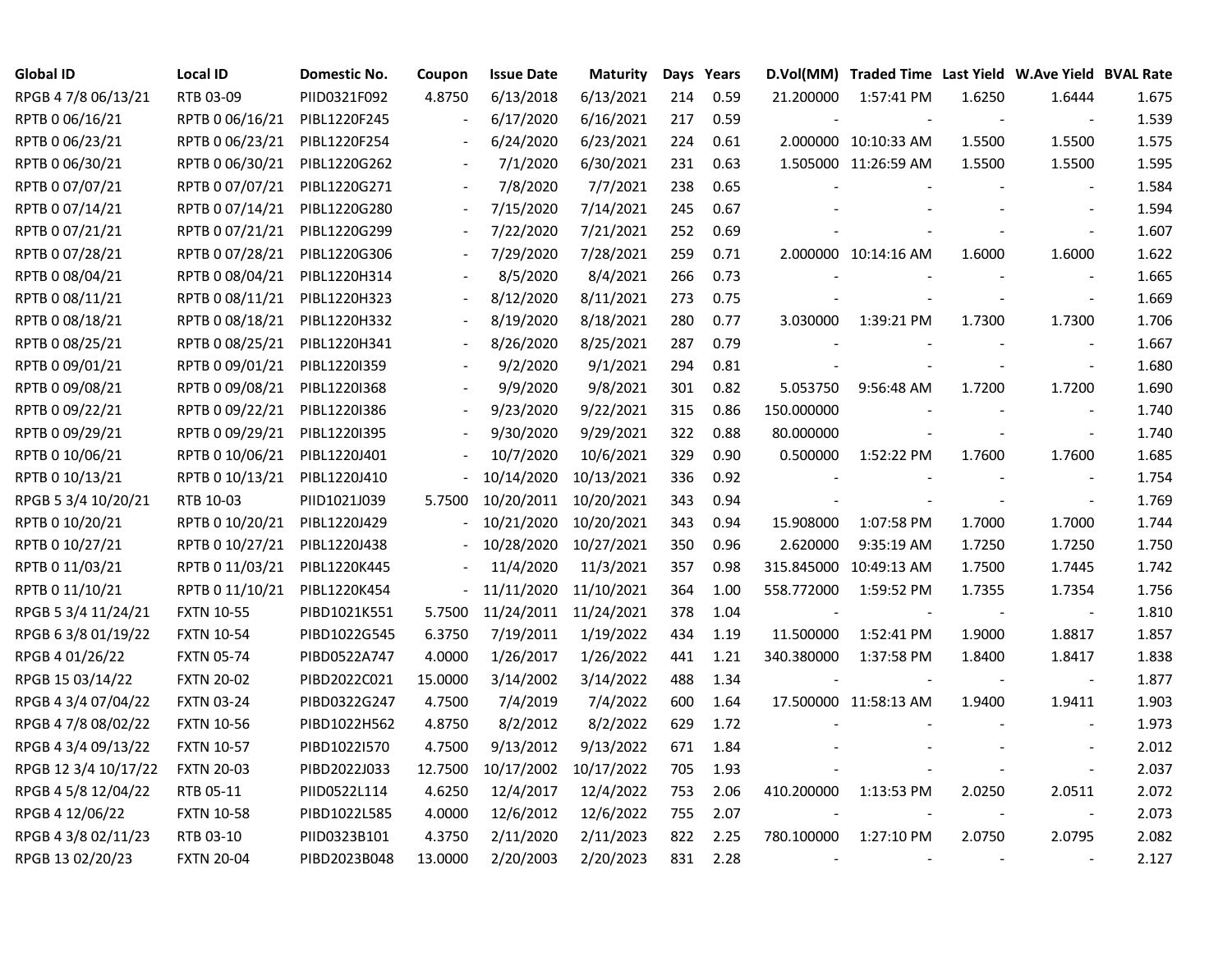| Global ID | Local ID | Domestic No. | Coupon | Issue Date | Maturity | Days | Years | D.Vol(MM) | Traded Time | Last Yield | W.Ave Yield | BVAL Rate |
|---|---|---|---|---|---|---|---|---|---|---|---|---|
| RPGB 4 7/8 06/13/21 | RTB 03-09 | PIID0321F092 | 4.8750 | 6/13/2018 | 6/13/2021 | 214 | 0.59 | 21.200000 | 1:57:41 PM | 1.6250 | 1.6444 | 1.675 |
| RPTB 0 06/16/21 | RPTB 0 06/16/21 | PIBL1220F245 | - | 6/17/2020 | 6/16/2021 | 217 | 0.59 | - | - | - | - | 1.539 |
| RPTB 0 06/23/21 | RPTB 0 06/23/21 | PIBL1220F254 | - | 6/24/2020 | 6/23/2021 | 224 | 0.61 | 2.000000 | 10:10:33 AM | 1.5500 | 1.5500 | 1.575 |
| RPTB 0 06/30/21 | RPTB 0 06/30/21 | PIBL1220G262 | - | 7/1/2020 | 6/30/2021 | 231 | 0.63 | 1.505000 | 11:26:59 AM | 1.5500 | 1.5500 | 1.595 |
| RPTB 0 07/07/21 | RPTB 0 07/07/21 | PIBL1220G271 | - | 7/8/2020 | 7/7/2021 | 238 | 0.65 | - | - | - | - | 1.584 |
| RPTB 0 07/14/21 | RPTB 0 07/14/21 | PIBL1220G280 | - | 7/15/2020 | 7/14/2021 | 245 | 0.67 | - | - | - | - | 1.594 |
| RPTB 0 07/21/21 | RPTB 0 07/21/21 | PIBL1220G299 | - | 7/22/2020 | 7/21/2021 | 252 | 0.69 | - | - | - | - | 1.607 |
| RPTB 0 07/28/21 | RPTB 0 07/28/21 | PIBL1220G306 | - | 7/29/2020 | 7/28/2021 | 259 | 0.71 | 2.000000 | 10:14:16 AM | 1.6000 | 1.6000 | 1.622 |
| RPTB 0 08/04/21 | RPTB 0 08/04/21 | PIBL1220H314 | - | 8/5/2020 | 8/4/2021 | 266 | 0.73 | - | - | - | - | 1.665 |
| RPTB 0 08/11/21 | RPTB 0 08/11/21 | PIBL1220H323 | - | 8/12/2020 | 8/11/2021 | 273 | 0.75 | - | - | - | - | 1.669 |
| RPTB 0 08/18/21 | RPTB 0 08/18/21 | PIBL1220H332 | - | 8/19/2020 | 8/18/2021 | 280 | 0.77 | 3.030000 | 1:39:21 PM | 1.7300 | 1.7300 | 1.706 |
| RPTB 0 08/25/21 | RPTB 0 08/25/21 | PIBL1220H341 | - | 8/26/2020 | 8/25/2021 | 287 | 0.79 | - | - | - | - | 1.667 |
| RPTB 0 09/01/21 | RPTB 0 09/01/21 | PIBL1220I359 | - | 9/2/2020 | 9/1/2021 | 294 | 0.81 | - | - | - | - | 1.680 |
| RPTB 0 09/08/21 | RPTB 0 09/08/21 | PIBL1220I368 | - | 9/9/2020 | 9/8/2021 | 301 | 0.82 | 5.053750 | 9:56:48 AM | 1.7200 | 1.7200 | 1.690 |
| RPTB 0 09/22/21 | RPTB 0 09/22/21 | PIBL1220I386 | - | 9/23/2020 | 9/22/2021 | 315 | 0.86 | 150.000000 | - | - | - | 1.740 |
| RPTB 0 09/29/21 | RPTB 0 09/29/21 | PIBL1220I395 | - | 9/30/2020 | 9/29/2021 | 322 | 0.88 | 80.000000 | - | - | - | 1.740 |
| RPTB 0 10/06/21 | RPTB 0 10/06/21 | PIBL1220J401 | - | 10/7/2020 | 10/6/2021 | 329 | 0.90 | 0.500000 | 1:52:22 PM | 1.7600 | 1.7600 | 1.685 |
| RPTB 0 10/13/21 | RPTB 0 10/13/21 | PIBL1220J410 | - | 10/14/2020 | 10/13/2021 | 336 | 0.92 | - | - | - | - | 1.754 |
| RPGB 5 3/4 10/20/21 | RTB 10-03 | PIID1021J039 | 5.7500 | 10/20/2011 | 10/20/2021 | 343 | 0.94 | - | - | - | - | 1.769 |
| RPTB 0 10/20/21 | RPTB 0 10/20/21 | PIBL1220J429 | - | 10/21/2020 | 10/20/2021 | 343 | 0.94 | 15.908000 | 1:07:58 PM | 1.7000 | 1.7000 | 1.744 |
| RPTB 0 10/27/21 | RPTB 0 10/27/21 | PIBL1220J438 | - | 10/28/2020 | 10/27/2021 | 350 | 0.96 | 2.620000 | 9:35:19 AM | 1.7250 | 1.7250 | 1.750 |
| RPTB 0 11/03/21 | RPTB 0 11/03/21 | PIBL1220K445 | - | 11/4/2020 | 11/3/2021 | 357 | 0.98 | 315.845000 | 10:49:13 AM | 1.7500 | 1.7445 | 1.742 |
| RPTB 0 11/10/21 | RPTB 0 11/10/21 | PIBL1220K454 | - | 11/11/2020 | 11/10/2021 | 364 | 1.00 | 558.772000 | 1:59:52 PM | 1.7355 | 1.7354 | 1.756 |
| RPGB 5 3/4 11/24/21 | FXTN 10-55 | PIBD1021K551 | 5.7500 | 11/24/2011 | 11/24/2021 | 378 | 1.04 | - | - | - | - | 1.810 |
| RPGB 6 3/8 01/19/22 | FXTN 10-54 | PIBD1022G545 | 6.3750 | 7/19/2011 | 1/19/2022 | 434 | 1.19 | 11.500000 | 1:52:41 PM | 1.9000 | 1.8817 | 1.857 |
| RPGB 4 01/26/22 | FXTN 05-74 | PIBD0522A747 | 4.0000 | 1/26/2017 | 1/26/2022 | 441 | 1.21 | 340.380000 | 1:37:58 PM | 1.8400 | 1.8417 | 1.838 |
| RPGB 15 03/14/22 | FXTN 20-02 | PIBD2022C021 | 15.0000 | 3/14/2002 | 3/14/2022 | 488 | 1.34 | - | - | - | - | 1.877 |
| RPGB 4 3/4 07/04/22 | FXTN 03-24 | PIBD0322G247 | 4.7500 | 7/4/2019 | 7/4/2022 | 600 | 1.64 | 17.500000 | 11:58:13 AM | 1.9400 | 1.9411 | 1.903 |
| RPGB 4 7/8 08/02/22 | FXTN 10-56 | PIBD1022H562 | 4.8750 | 8/2/2012 | 8/2/2022 | 629 | 1.72 | - | - | - | - | 1.973 |
| RPGB 4 3/4 09/13/22 | FXTN 10-57 | PIBD1022I570 | 4.7500 | 9/13/2012 | 9/13/2022 | 671 | 1.84 | - | - | - | - | 2.012 |
| RPGB 12 3/4 10/17/22 | FXTN 20-03 | PIBD2022J033 | 12.7500 | 10/17/2002 | 10/17/2022 | 705 | 1.93 | - | - | - | - | 2.037 |
| RPGB 4 5/8 12/04/22 | RTB 05-11 | PIID0522L114 | 4.6250 | 12/4/2017 | 12/4/2022 | 753 | 2.06 | 410.200000 | 1:13:53 PM | 2.0250 | 2.0511 | 2.072 |
| RPGB 4 12/06/22 | FXTN 10-58 | PIBD1022L585 | 4.0000 | 12/6/2012 | 12/6/2022 | 755 | 2.07 | - | - | - | - | 2.073 |
| RPGB 4 3/8 02/11/23 | RTB 03-10 | PIID0323B101 | 4.3750 | 2/11/2020 | 2/11/2023 | 822 | 2.25 | 780.100000 | 1:27:10 PM | 2.0750 | 2.0795 | 2.082 |
| RPGB 13 02/20/23 | FXTN 20-04 | PIBD2023B048 | 13.0000 | 2/20/2003 | 2/20/2023 | 831 | 2.28 | - | - | - | - | 2.127 |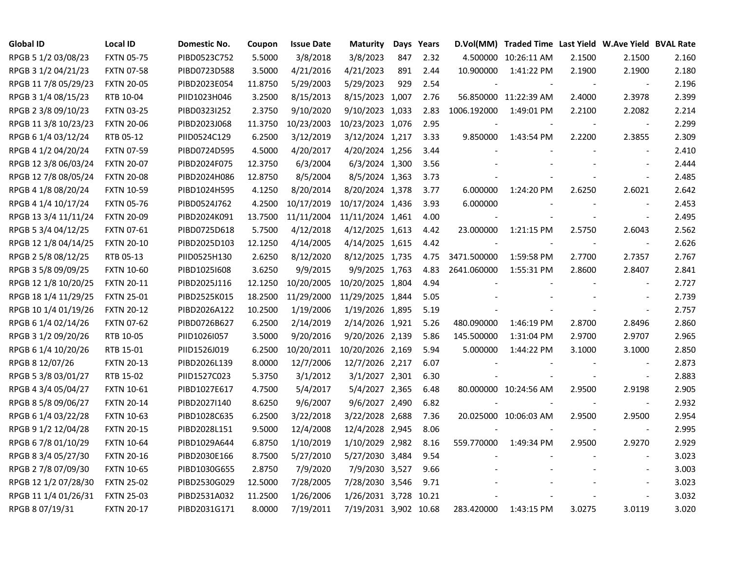| Global ID | Local ID | Domestic No. | Coupon | Issue Date | Maturity | Days | Years | D.Vol(MM) | Traded Time | Last Yield | W.Ave Yield | BVAL Rate |
|---|---|---|---|---|---|---|---|---|---|---|---|---|
| RPGB 5 1/2 03/08/23 | FXTN 05-75 | PIBD0523C752 | 5.5000 | 3/8/2018 | 3/8/2023 | 847 | 2.32 | 4.500000 | 10:26:11 AM | 2.1500 | 2.1500 | 2.160 |
| RPGB 3 1/2 04/21/23 | FXTN 07-58 | PIBD0723D588 | 3.5000 | 4/21/2016 | 4/21/2023 | 891 | 2.44 | 10.900000 | 1:41:22 PM | 2.1900 | 2.1900 | 2.180 |
| RPGB 11 7/8 05/29/23 | FXTN 20-05 | PIBD2023E054 | 11.8750 | 5/29/2003 | 5/29/2023 | 929 | 2.54 | - | - | - | - | 2.196 |
| RPGB 3 1/4 08/15/23 | RTB 10-04 | PIID1023H046 | 3.2500 | 8/15/2013 | 8/15/2023 | 1,007 | 2.76 | 56.850000 | 11:22:39 AM | 2.4000 | 2.3978 | 2.399 |
| RPGB 2 3/8 09/10/23 | FXTN 03-25 | PIBD0323I252 | 2.3750 | 9/10/2020 | 9/10/2023 | 1,033 | 2.83 | 1006.192000 | 1:49:01 PM | 2.2100 | 2.2082 | 2.214 |
| RPGB 11 3/8 10/23/23 | FXTN 20-06 | PIBD2023J068 | 11.3750 | 10/23/2003 | 10/23/2023 | 1,076 | 2.95 | - | - | - | - | 2.299 |
| RPGB 6 1/4 03/12/24 | RTB 05-12 | PIID0524C129 | 6.2500 | 3/12/2019 | 3/12/2024 | 1,217 | 3.33 | 9.850000 | 1:43:54 PM | 2.2200 | 2.3855 | 2.309 |
| RPGB 4 1/2 04/20/24 | FXTN 07-59 | PIBD0724D595 | 4.5000 | 4/20/2017 | 4/20/2024 | 1,256 | 3.44 | - | - | - | - | 2.410 |
| RPGB 12 3/8 06/03/24 | FXTN 20-07 | PIBD2024F075 | 12.3750 | 6/3/2004 | 6/3/2024 | 1,300 | 3.56 | - | - | - | - | 2.444 |
| RPGB 12 7/8 08/05/24 | FXTN 20-08 | PIBD2024H086 | 12.8750 | 8/5/2004 | 8/5/2024 | 1,363 | 3.73 | - | - | - | - | 2.485 |
| RPGB 4 1/8 08/20/24 | FXTN 10-59 | PIBD1024H595 | 4.1250 | 8/20/2014 | 8/20/2024 | 1,378 | 3.77 | 6.000000 | 1:24:20 PM | 2.6250 | 2.6021 | 2.642 |
| RPGB 4 1/4 10/17/24 | FXTN 05-76 | PIBD0524J762 | 4.2500 | 10/17/2019 | 10/17/2024 | 1,436 | 3.93 | 6.000000 | - | - | - | 2.453 |
| RPGB 13 3/4 11/11/24 | FXTN 20-09 | PIBD2024K091 | 13.7500 | 11/11/2004 | 11/11/2024 | 1,461 | 4.00 | - | - | - | - | 2.495 |
| RPGB 5 3/4 04/12/25 | FXTN 07-61 | PIBD0725D618 | 5.7500 | 4/12/2018 | 4/12/2025 | 1,613 | 4.42 | 23.000000 | 1:21:15 PM | 2.5750 | 2.6043 | 2.562 |
| RPGB 12 1/8 04/14/25 | FXTN 20-10 | PIBD2025D103 | 12.1250 | 4/14/2005 | 4/14/2025 | 1,615 | 4.42 | - | - | - | - | 2.626 |
| RPGB 2 5/8 08/12/25 | RTB 05-13 | PIID0525H130 | 2.6250 | 8/12/2020 | 8/12/2025 | 1,735 | 4.75 | 3471.500000 | 1:59:58 PM | 2.7700 | 2.7357 | 2.767 |
| RPGB 3 5/8 09/09/25 | FXTN 10-60 | PIBD1025I608 | 3.6250 | 9/9/2015 | 9/9/2025 | 1,763 | 4.83 | 2641.060000 | 1:55:31 PM | 2.8600 | 2.8407 | 2.841 |
| RPGB 12 1/8 10/20/25 | FXTN 20-11 | PIBD2025J116 | 12.1250 | 10/20/2005 | 10/20/2025 | 1,804 | 4.94 | - | - | - | - | 2.727 |
| RPGB 18 1/4 11/29/25 | FXTN 25-01 | PIBD2525K015 | 18.2500 | 11/29/2000 | 11/29/2025 | 1,844 | 5.05 | - | - | - | - | 2.739 |
| RPGB 10 1/4 01/19/26 | FXTN 20-12 | PIBD2026A122 | 10.2500 | 1/19/2006 | 1/19/2026 | 1,895 | 5.19 | - | - | - | - | 2.757 |
| RPGB 6 1/4 02/14/26 | FXTN 07-62 | PIBD0726B627 | 6.2500 | 2/14/2019 | 2/14/2026 | 1,921 | 5.26 | 480.090000 | 1:46:19 PM | 2.8700 | 2.8496 | 2.860 |
| RPGB 3 1/2 09/20/26 | RTB 10-05 | PIID1026I057 | 3.5000 | 9/20/2016 | 9/20/2026 | 2,139 | 5.86 | 145.500000 | 1:31:04 PM | 2.9700 | 2.9707 | 2.965 |
| RPGB 6 1/4 10/20/26 | RTB 15-01 | PIID1526J019 | 6.2500 | 10/20/2011 | 10/20/2026 | 2,169 | 5.94 | 5.000000 | 1:44:22 PM | 3.1000 | 3.1000 | 2.850 |
| RPGB 8 12/07/26 | FXTN 20-13 | PIBD2026L139 | 8.0000 | 12/7/2006 | 12/7/2026 | 2,217 | 6.07 | - | - | - | - | 2.873 |
| RPGB 5 3/8 03/01/27 | RTB 15-02 | PIID1527C023 | 5.3750 | 3/1/2012 | 3/1/2027 | 2,301 | 6.30 | - | - | - | - | 2.883 |
| RPGB 4 3/4 05/04/27 | FXTN 10-61 | PIBD1027E617 | 4.7500 | 5/4/2017 | 5/4/2027 | 2,365 | 6.48 | 80.000000 | 10:24:56 AM | 2.9500 | 2.9198 | 2.905 |
| RPGB 8 5/8 09/06/27 | FXTN 20-14 | PIBD2027I140 | 8.6250 | 9/6/2007 | 9/6/2027 | 2,490 | 6.82 | - | - | - | - | 2.932 |
| RPGB 6 1/4 03/22/28 | FXTN 10-63 | PIBD1028C635 | 6.2500 | 3/22/2018 | 3/22/2028 | 2,688 | 7.36 | 20.025000 | 10:06:03 AM | 2.9500 | 2.9500 | 2.954 |
| RPGB 9 1/2 12/04/28 | FXTN 20-15 | PIBD2028L151 | 9.5000 | 12/4/2008 | 12/4/2028 | 2,945 | 8.06 | - | - | - | - | 2.995 |
| RPGB 6 7/8 01/10/29 | FXTN 10-64 | PIBD1029A644 | 6.8750 | 1/10/2019 | 1/10/2029 | 2,982 | 8.16 | 559.770000 | 1:49:34 PM | 2.9500 | 2.9270 | 2.929 |
| RPGB 8 3/4 05/27/30 | FXTN 20-16 | PIBD2030E166 | 8.7500 | 5/27/2010 | 5/27/2030 | 3,484 | 9.54 | - | - | - | - | 3.023 |
| RPGB 2 7/8 07/09/30 | FXTN 10-65 | PIBD1030G655 | 2.8750 | 7/9/2020 | 7/9/2030 | 3,527 | 9.66 | - | - | - | - | 3.003 |
| RPGB 12 1/2 07/28/30 | FXTN 25-02 | PIBD2530G029 | 12.5000 | 7/28/2005 | 7/28/2030 | 3,546 | 9.71 | - | - | - | - | 3.023 |
| RPGB 11 1/4 01/26/31 | FXTN 25-03 | PIBD2531A032 | 11.2500 | 1/26/2006 | 1/26/2031 | 3,728 | 10.21 | - | - | - | - | 3.032 |
| RPGB 8 07/19/31 | FXTN 20-17 | PIBD2031G171 | 8.0000 | 7/19/2011 | 7/19/2031 | 3,902 | 10.68 | 283.420000 | 1:43:15 PM | 3.0275 | 3.0119 | 3.020 |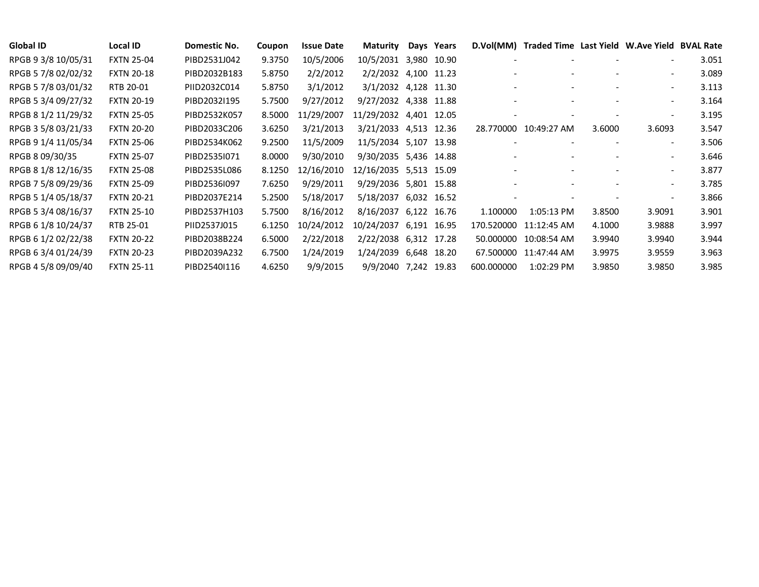| Global ID | Local ID | Domestic No. | Coupon | Issue Date | Maturity | Days | Years | D.Vol(MM) | Traded Time | Last Yield | W.Ave Yield | BVAL Rate |
|---|---|---|---|---|---|---|---|---|---|---|---|---|
| RPGB 9 3/8 10/05/31 | FXTN 25-04 | PIBD2531J042 | 9.3750 | 10/5/2006 | 10/5/2031 | 3,980 | 10.90 | - | - | - | - | 3.051 |
| RPGB 5 7/8 02/02/32 | FXTN 20-18 | PIBD2032B183 | 5.8750 | 2/2/2012 | 2/2/2032 | 4,100 | 11.23 | - | - | - | - | 3.089 |
| RPGB 5 7/8 03/01/32 | RTB 20-01 | PIID2032C014 | 5.8750 | 3/1/2012 | 3/1/2032 | 4,128 | 11.30 | - | - | - | - | 3.113 |
| RPGB 5 3/4 09/27/32 | FXTN 20-19 | PIBD2032I195 | 5.7500 | 9/27/2012 | 9/27/2032 | 4,338 | 11.88 | - | - | - | - | 3.164 |
| RPGB 8 1/2 11/29/32 | FXTN 25-05 | PIBD2532K057 | 8.5000 | 11/29/2007 | 11/29/2032 | 4,401 | 12.05 | - | - | - | - | 3.195 |
| RPGB 3 5/8 03/21/33 | FXTN 20-20 | PIBD2033C206 | 3.6250 | 3/21/2013 | 3/21/2033 | 4,513 | 12.36 | 28.770000 | 10:49:27 AM | 3.6000 | 3.6093 | 3.547 |
| RPGB 9 1/4 11/05/34 | FXTN 25-06 | PIBD2534K062 | 9.2500 | 11/5/2009 | 11/5/2034 | 5,107 | 13.98 | - | - | - | - | 3.506 |
| RPGB 8 09/30/35 | FXTN 25-07 | PIBD2535I071 | 8.0000 | 9/30/2010 | 9/30/2035 | 5,436 | 14.88 | - | - | - | - | 3.646 |
| RPGB 8 1/8 12/16/35 | FXTN 25-08 | PIBD2535L086 | 8.1250 | 12/16/2010 | 12/16/2035 | 5,513 | 15.09 | - | - | - | - | 3.877 |
| RPGB 7 5/8 09/29/36 | FXTN 25-09 | PIBD2536I097 | 7.6250 | 9/29/2011 | 9/29/2036 | 5,801 | 15.88 | - | - | - | - | 3.785 |
| RPGB 5 1/4 05/18/37 | FXTN 20-21 | PIBD2037E214 | 5.2500 | 5/18/2017 | 5/18/2037 | 6,032 | 16.52 | - | - | - | - | 3.866 |
| RPGB 5 3/4 08/16/37 | FXTN 25-10 | PIBD2537H103 | 5.7500 | 8/16/2012 | 8/16/2037 | 6,122 | 16.76 | 1.100000 | 1:05:13 PM | 3.8500 | 3.9091 | 3.901 |
| RPGB 6 1/8 10/24/37 | RTB 25-01 | PIID2537J015 | 6.1250 | 10/24/2012 | 10/24/2037 | 6,191 | 16.95 | 170.520000 | 11:12:45 AM | 4.1000 | 3.9888 | 3.997 |
| RPGB 6 1/2 02/22/38 | FXTN 20-22 | PIBD2038B224 | 6.5000 | 2/22/2018 | 2/22/2038 | 6,312 | 17.28 | 50.000000 | 10:08:54 AM | 3.9940 | 3.9940 | 3.944 |
| RPGB 6 3/4 01/24/39 | FXTN 20-23 | PIBD2039A232 | 6.7500 | 1/24/2019 | 1/24/2039 | 6,648 | 18.20 | 67.500000 | 11:47:44 AM | 3.9975 | 3.9559 | 3.963 |
| RPGB 4 5/8 09/09/40 | FXTN 25-11 | PIBD2540I116 | 4.6250 | 9/9/2015 | 9/9/2040 | 7,242 | 19.83 | 600.000000 | 1:02:29 PM | 3.9850 | 3.9850 | 3.985 |